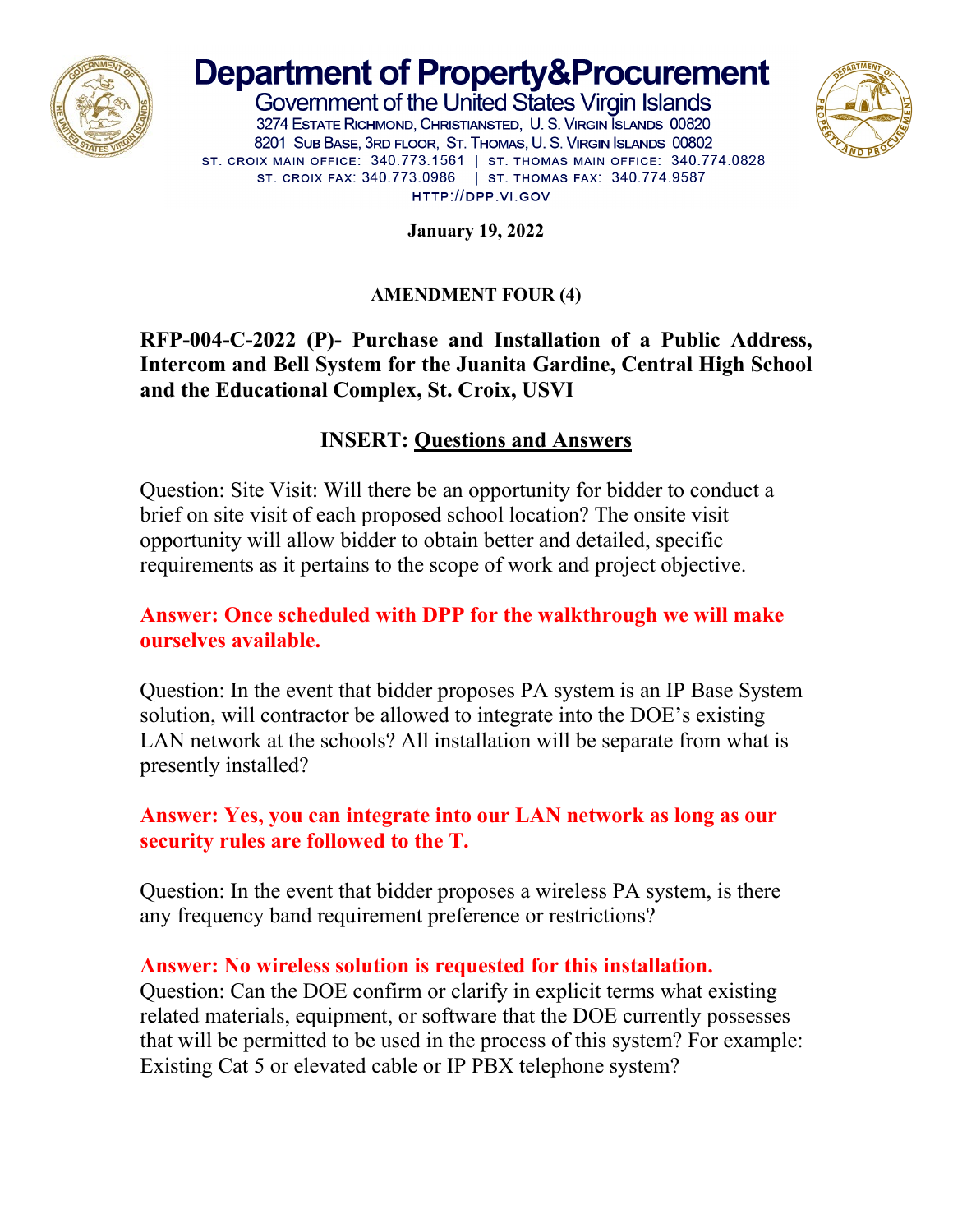# Department of Property&Procurement

Government of the United States Virgin Islands
3274 Estate Richmond, Christiansted, U. S. Virgin Islands 00820
8201 Sub Base, 3rd floor, St. Thomas, U. S. Virgin Islands 00802
ST. CROIX MAIN OFFICE: 340.773.1561 | ST. THOMAS MAIN OFFICE: 340.774.0828
ST. CROIX FAX: 340.773.0986 | ST. THOMAS FAX: 340.774.9587
HTTP://DPP.VI.GOV

**January 19, 2022**

**AMENDMENT FOUR (4)**

## RFP-004-C-2022 (P)- Purchase and Installation of a Public Address, Intercom and Bell System for the Juanita Gardine, Central High School and the Educational Complex, St. Croix, USVI

## INSERT: Questions and Answers

Question: Site Visit: Will there be an opportunity for bidder to conduct a brief on site visit of each proposed school location? The onsite visit opportunity will allow bidder to obtain better and detailed, specific requirements as it pertains to the scope of work and project objective.

**Answer: Once scheduled with DPP for the walkthrough we will make ourselves available.**

Question: In the event that bidder proposes PA system is an IP Base System solution, will contractor be allowed to integrate into the DOE's existing LAN network at the schools? All installation will be separate from what is presently installed?

**Answer: Yes, you can integrate into our LAN network as long as our security rules are followed to the T.**

Question: In the event that bidder proposes a wireless PA system, is there any frequency band requirement preference or restrictions?

**Answer: No wireless solution is requested for this installation.**

Question: Can the DOE confirm or clarify in explicit terms what existing related materials, equipment, or software that the DOE currently possesses that will be permitted to be used in the process of this system? For example: Existing Cat 5 or elevated cable or IP PBX telephone system?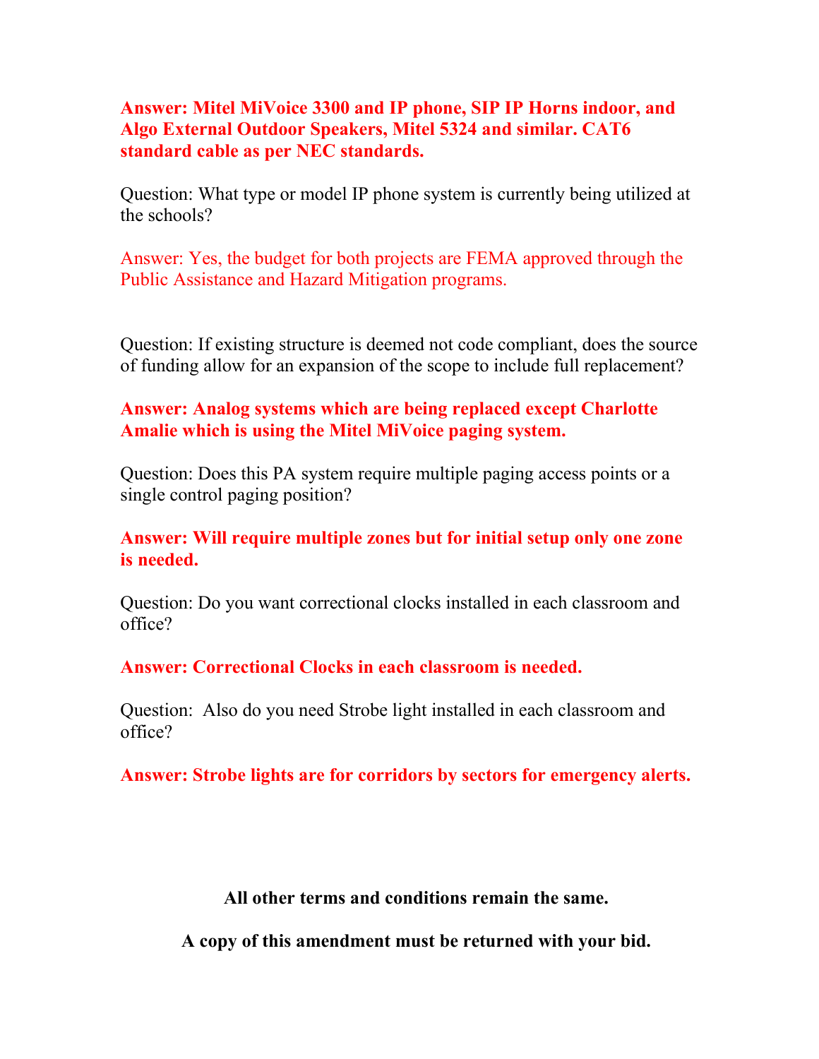**Answer: Mitel MiVoice 3300 and IP phone, SIP IP Horns indoor, and Algo External Outdoor Speakers, Mitel 5324 and similar. CAT6 standard cable as per NEC standards.**

Question: What type or model IP phone system is currently being utilized at the schools?

Answer: Yes, the budget for both projects are FEMA approved through the Public Assistance and Hazard Mitigation programs.

Question: If existing structure is deemed not code compliant, does the source of funding allow for an expansion of the scope to include full replacement?

**Answer: Analog systems which are being replaced except Charlotte Amalie which is using the Mitel MiVoice paging system.**

Question: Does this PA system require multiple paging access points or a single control paging position?

**Answer: Will require multiple zones but for initial setup only one zone is needed.**

Question: Do you want correctional clocks installed in each classroom and office?

**Answer: Correctional Clocks in each classroom is needed.**

Question: Also do you need Strobe light installed in each classroom and office?

**Answer: Strobe lights are for corridors by sectors for emergency alerts.**

**All other terms and conditions remain the same.**

**A copy of this amendment must be returned with your bid.**